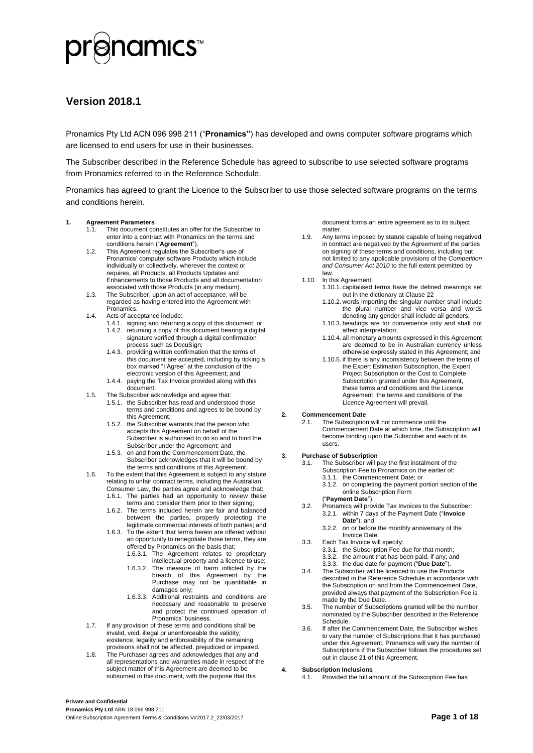# pronamics™

## Version 2018.1

Pronamics Pty Ltd ACN 096 998 211 ("**Pronamics**") has developed and owns computer software programs which are licensed to end users for use in their businesses.

The Subscriber described in the Reference Schedule has agreed to subscribe to use selected software programs from Pronamics referred to in the Reference Schedule.

Pronamics has agreed to grant the Licence to the Subscriber to use those selected software programs on the terms and conditions herein.

**1. Agreement Parameters**

1.1. This document constitutes an offer for the Subscriber to enter into a contract with Pronamics on the terms and conditions herein ("**Agreement**").

1.2. This Agreement regulates the Subscriber's use of Pronamics' computer software Products which include individually or collectively, wherever the context or requires, all Products, all Products Updates and Enhancements to those Products and all documentation associated with those Products (in any medium).

1.3. The Subscriber, upon an act of acceptance, will be regarded as having entered into the Agreement with Pronamics.

1.4. Acts of acceptance include:

1.4.1. signing and returning a copy of this document; or

1.4.2. returning a copy of this document bearing a digital signature verified through a digital confirmation process such as DocuSign;

1.4.3. providing written confirmation that the terms of this document are accepted, including by ticking a box marked "I Agree" at the conclusion of the electronic version of this Agreement; and

1.4.4. paying the Tax Invoice provided along with this document.

1.5. The Subscriber acknowledge and agree that:

1.5.1. the Subscriber has read and understood those terms and conditions and agrees to be bound by this Agreement;

1.5.2. the Subscriber warrants that the person who accepts this Agreement on behalf of the Subscriber is authorised to do so and to bind the Subscriber under the Agreement; and

1.5.3. on and from the Commencement Date, the Subscriber acknowledges that it will be bound by the terms and conditions of this Agreement.

1.6. To the extent that this Agreement is subject to any statute relating to unfair contract terms, including the Australian Consumer Law, the parties agree and acknowledge that:

1.6.1. The parties had an opportunity to review these terms and consider them prior to their signing;

1.6.2. The terms included herein are fair and balanced between the parties, properly protecting the legitimate commercial interests of both parties; and

1.6.3. To the extent that terms herein are offered without an opportunity to renegotiate those terms, they are offered by Pronamics on the basis that:

1.6.3.1. The Agreement relates to proprietary intellectual property and a licence to use;

1.6.3.2. The measure of harm inflicted by the breach of this Agreement by the Purchase may not be quantifiable in damages only;

1.6.3.3. Additional restraints and conditions are necessary and reasonable to preserve and protect the continued operation of Pronamics' business.

1.7. If any provision of these terms and conditions shall be invalid, void, illegal or unenforceable the validity, existence, legality and enforceability of the remaining provisions shall not be affected, prejudiced or impaired.

1.8. The Purchaser agrees and acknowledges that any and all representations and warranties made in respect of the subject matter of this Agreement are deemed to be subsumed in this document, with the purpose that this document forms an entire agreement as to its subject matter.

1.9. Any terms imposed by statute capable of being negatived in contract are negatived by the Agreement of the parties on signing of these terms and conditions, including but not limited to any applicable provisions of the *Competition and Consumer Act 2010* to the full extent permitted by law.

1.10. In this Agreement:

1.10.1. capitalised terms have the defined meanings set out in the dictionary at Clause 22

1.10.2. words importing the singular number shall include the plural number and vice versa and words denoting any gender shall include all genders;

1.10.3. headings are for convenience only and shall not affect interpretation;

1.10.4. all monetary amounts expressed in this Agreement are deemed to be in Australian currency unless otherwise expressly stated in this Agreement; and

1.10.5. if there is any inconsistency between the terms of the Expert Estimation Subscription, the Expert Project Subscription or the Cost to Complete Subscription granted under this Agreement, these terms and conditions and the Licence Agreement, the terms and conditions of the Licence Agreement will prevail.

**2. Commencement Date**

2.1. The Subscription will not commence until the Commencement Date at which time, the Subscription will become binding upon the Subscriber and each of its users.

**3. Purchase of Subscription**

3.1. The Subscriber will pay the first instalment of the Subscription Fee to Pronamics on the earlier of:

3.1.1. the Commencement Date; or

3.1.2. on completing the payment portion section of the online Subscription Form

("**Payment Date**").

3.2. Pronamics will provide Tax Invoices to the Subscriber:

3.2.1. within 7 days of the Payment Date ("**Invoice Date**"); and

3.2.2. on or before the monthly anniversary of the Invoice Date.

3.3. Each Tax Invoice will specify:

3.3.1. the Subscription Fee due for that month;

3.3.2. the amount that has been paid, if any; and

3.3.3. the due date for payment ("**Due Date**").

3.4. The Subscriber will be licenced to use the Products described in the Reference Schedule in accordance with the Subscription on and from the Commencement Date, provided always that payment of the Subscription Fee is made by the Due Date.

3.5. The number of Subscriptions granted will be the number nominated by the Subscriber described in the Reference Schedule.

3.6. If after the Commencement Date, the Subscriber wishes to vary the number of Subscriptions that it has purchased under this Agreement, Pronamics will vary the number of Subscriptions if the Subscriber follows the procedures set out in clause 21 of this Agreement.

**4. Subscription Inclusions**

4.1. Provided the full amount of the Subscription Fee has

**Private and Confidential**
**Pronamics Pty Ltd** ABN 18 096 998 211
Online Subscription Agreement Terms & Conditions V#2017.2_22/03/2017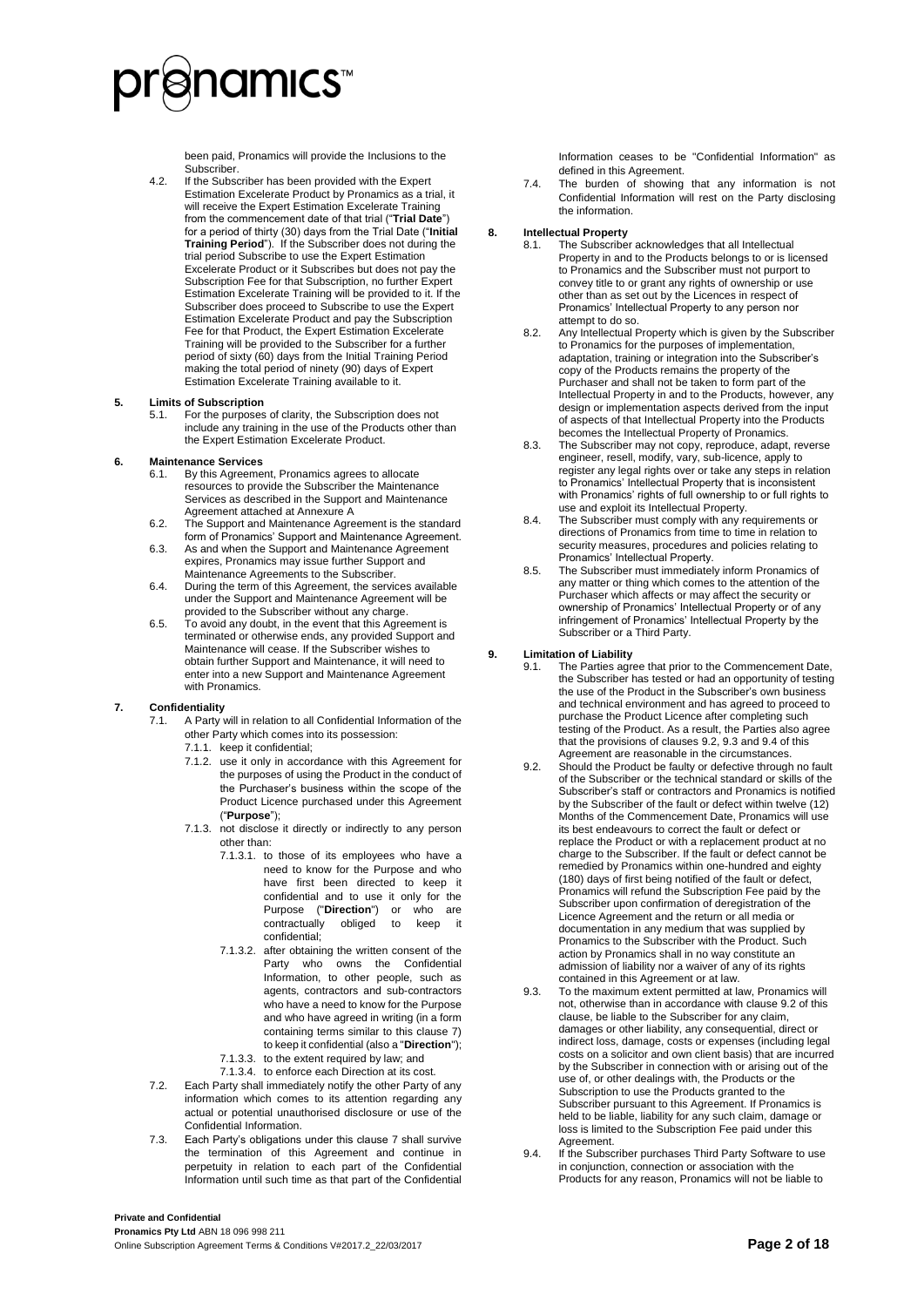been paid, Pronamics will provide the Inclusions to the Subscriber.

4.2. If the Subscriber has been provided with the Expert Estimation Excelerate Product by Pronamics as a trial, it will receive the Expert Estimation Excelerate Training from the commencement date of that trial ("**Trial Date**") for a period of thirty (30) days from the Trial Date ("**Initial Training Period**"). If the Subscriber does not during the trial period Subscribe to use the Expert Estimation Excelerate Product or it Subscribes but does not pay the Subscription Fee for that Subscription, no further Expert Estimation Excelerate Training will be provided to it. If the Subscriber does proceed to Subscribe to use the Expert Estimation Excelerate Product and pay the Subscription Fee for that Product, the Expert Estimation Excelerate Training will be provided to the Subscriber for a further period of sixty (60) days from the Initial Training Period making the total period of ninety (90) days of Expert Estimation Excelerate Training available to it.

## 5. Limits of Subscription

5.1. For the purposes of clarity, the Subscription does not include any training in the use of the Products other than the Expert Estimation Excelerate Product.

## 6. Maintenance Services

6.1. By this Agreement, Pronamics agrees to allocate resources to provide the Subscriber the Maintenance Services as described in the Support and Maintenance Agreement attached at Annexure A

6.2. The Support and Maintenance Agreement is the standard form of Pronamics' Support and Maintenance Agreement.

6.3. As and when the Support and Maintenance Agreement expires, Pronamics may issue further Support and Maintenance Agreements to the Subscriber.

6.4. During the term of this Agreement, the services available under the Support and Maintenance Agreement will be provided to the Subscriber without any charge.

6.5. To avoid any doubt, in the event that this Agreement is terminated or otherwise ends, any provided Support and Maintenance will cease. If the Subscriber wishes to obtain further Support and Maintenance, it will need to enter into a new Support and Maintenance Agreement with Pronamics.

## 7. Confidentiality

7.1. A Party will in relation to all Confidential Information of the other Party which comes into its possession:

7.1.1. keep it confidential;

7.1.2. use it only in accordance with this Agreement for the purposes of using the Product in the conduct of the Purchaser's business within the scope of the Product Licence purchased under this Agreement ("**Purpose**");

7.1.3. not disclose it directly or indirectly to any person other than:

7.1.3.1. to those of its employees who have a need to know for the Purpose and who have first been directed to keep it confidential and to use it only for the Purpose ("**Direction**") or who are contractually obliged to keep it confidential;

7.1.3.2. after obtaining the written consent of the Party who owns the Confidential Information, to other people, such as agents, contractors and sub-contractors who have a need to know for the Purpose and who have agreed in writing (in a form containing terms similar to this clause 7) to keep it confidential (also a "**Direction**");

7.1.3.3. to the extent required by law; and

7.1.3.4. to enforce each Direction at its cost.

7.2. Each Party shall immediately notify the other Party of any information which comes to its attention regarding any actual or potential unauthorised disclosure or use of the Confidential Information.

7.3. Each Party's obligations under this clause 7 shall survive the termination of this Agreement and continue in perpetuity in relation to each part of the Confidential Information until such time as that part of the Confidential Information ceases to be "Confidential Information" as defined in this Agreement.

7.4. The burden of showing that any information is not Confidential Information will rest on the Party disclosing the information.

## 8. Intellectual Property

8.1. The Subscriber acknowledges that all Intellectual Property in and to the Products belongs to or is licensed to Pronamics and the Subscriber must not purport to convey title to or grant any rights of ownership or use other than as set out by the Licences in respect of Pronamics' Intellectual Property to any person nor attempt to do so.

8.2. Any Intellectual Property which is given by the Subscriber to Pronamics for the purposes of implementation, adaptation, training or integration into the Subscriber's copy of the Products remains the property of the Purchaser and shall not be taken to form part of the Intellectual Property in and to the Products, however, any design or implementation aspects derived from the input of aspects of that Intellectual Property into the Products becomes the Intellectual Property of Pronamics.

8.3. The Subscriber may not copy, reproduce, adapt, reverse engineer, resell, modify, vary, sub-licence, apply to register any legal rights over or take any steps in relation to Pronamics' Intellectual Property that is inconsistent with Pronamics' rights of full ownership to or full rights to use and exploit its Intellectual Property.

8.4. The Subscriber must comply with any requirements or directions of Pronamics from time to time in relation to security measures, procedures and policies relating to Pronamics' Intellectual Property.

8.5. The Subscriber must immediately inform Pronamics of any matter or thing which comes to the attention of the Purchaser which affects or may affect the security or ownership of Pronamics' Intellectual Property or of any infringement of Pronamics' Intellectual Property by the Subscriber or a Third Party.

## 9. Limitation of Liability

9.1. The Parties agree that prior to the Commencement Date, the Subscriber has tested or had an opportunity of testing the use of the Product in the Subscriber's own business and technical environment and has agreed to proceed to purchase the Product Licence after completing such testing of the Product. As a result, the Parties also agree that the provisions of clauses 9.2, 9.3 and 9.4 of this Agreement are reasonable in the circumstances.

9.2. Should the Product be faulty or defective through no fault of the Subscriber or the technical standard or skills of the Subscriber's staff or contractors and Pronamics is notified by the Subscriber of the fault or defect within twelve (12) Months of the Commencement Date, Pronamics will use its best endeavours to correct the fault or defect or replace the Product or with a replacement product at no charge to the Subscriber. If the fault or defect cannot be remedied by Pronamics within one-hundred and eighty (180) days of first being notified of the fault or defect, Pronamics will refund the Subscription Fee paid by the Subscriber upon confirmation of deregistration of the Licence Agreement and the return or all media or documentation in any medium that was supplied by Pronamics to the Subscriber with the Product. Such action by Pronamics shall in no way constitute an admission of liability nor a waiver of any of its rights contained in this Agreement or at law.

9.3. To the maximum extent permitted at law, Pronamics will not, otherwise than in accordance with clause 9.2 of this clause, be liable to the Subscriber for any claim, damages or other liability, any consequential, direct or indirect loss, damage, costs or expenses (including legal costs on a solicitor and own client basis) that are incurred by the Subscriber in connection with or arising out of the use of, or other dealings with, the Products or the Subscription to use the Products granted to the Subscriber pursuant to this Agreement. If Pronamics is held to be liable, liability for any such claim, damage or loss is limited to the Subscription Fee paid under this Agreement.

9.4. If the Subscriber purchases Third Party Software to use in conjunction, connection or association with the Products for any reason, Pronamics will not be liable to

**Private and Confidential**
**Pronamics Pty Ltd** ABN 18 096 998 211
Online Subscription Agreement Terms & Conditions V#2017.2_22/03/2017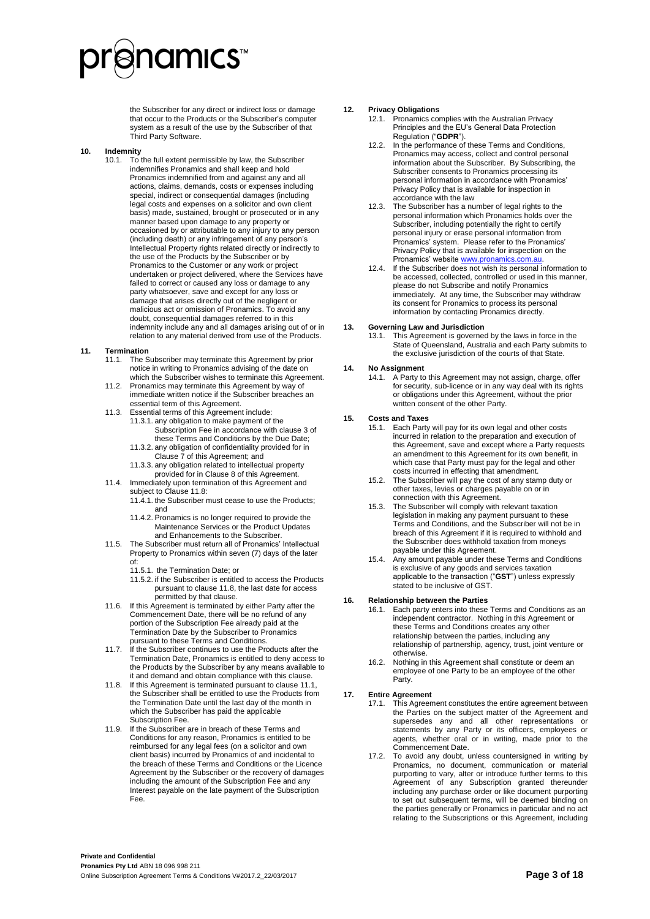the Subscriber for any direct or indirect loss or damage that occur to the Products or the Subscriber's computer system as a result of the use by the Subscriber of that Third Party Software.

**10. Indemnity**

10.1. To the full extent permissible by law, the Subscriber indemnifies Pronamics and shall keep and hold Pronamics indemnified from and against any and all actions, claims, demands, costs or expenses including special, indirect or consequential damages (including legal costs and expenses on a solicitor and own client basis) made, sustained, brought or prosecuted or in any manner based upon damage to any property or occasioned by or attributable to any injury to any person (including death) or any infringement of any person's Intellectual Property rights related directly or indirectly to the use of the Products by the Subscriber or by Pronamics to the Customer or any work or project undertaken or project delivered, where the Services have failed to correct or caused any loss or damage to any party whatsoever, save and except for any loss or damage that arises directly out of the negligent or malicious act or omission of Pronamics. To avoid any doubt, consequential damages referred to in this indemnity include any and all damages arising out of or in relation to any material derived from use of the Products.

**11. Termination**

11.1. The Subscriber may terminate this Agreement by prior notice in writing to Pronamics advising of the date on which the Subscriber wishes to terminate this Agreement.

11.2. Pronamics may terminate this Agreement by way of immediate written notice if the Subscriber breaches an essential term of this Agreement.

11.3. Essential terms of this Agreement include:

11.3.1. any obligation to make payment of the Subscription Fee in accordance with clause 3 of these Terms and Conditions by the Due Date;

11.3.2. any obligation of confidentiality provided for in Clause 7 of this Agreement; and

11.3.3. any obligation related to intellectual property provided for in Clause 8 of this Agreement.

11.4. Immediately upon termination of this Agreement and subject to Clause 11.8:

11.4.1. the Subscriber must cease to use the Products; and

11.4.2. Pronamics is no longer required to provide the Maintenance Services or the Product Updates and Enhancements to the Subscriber.

11.5. The Subscriber must return all of Pronamics' Intellectual Property to Pronamics within seven (7) days of the later of:

11.5.1. the Termination Date; or

11.5.2. if the Subscriber is entitled to access the Products pursuant to clause 11.8, the last date for access permitted by that clause.

11.6. If this Agreement is terminated by either Party after the Commencement Date, there will be no refund of any portion of the Subscription Fee already paid at the Termination Date by the Subscriber to Pronamics pursuant to these Terms and Conditions.

11.7. If the Subscriber continues to use the Products after the Termination Date, Pronamics is entitled to deny access to the Products by the Subscriber by any means available to it and demand and obtain compliance with this clause.

11.8. If this Agreement is terminated pursuant to clause 11.1, the Subscriber shall be entitled to use the Products from the Termination Date until the last day of the month in which the Subscriber has paid the applicable Subscription Fee.

11.9. If the Subscriber are in breach of these Terms and Conditions for any reason, Pronamics is entitled to be reimbursed for any legal fees (on a solicitor and own client basis) incurred by Pronamics of and incidental to the breach of these Terms and Conditions or the Licence Agreement by the Subscriber or the recovery of damages including the amount of the Subscription Fee and any Interest payable on the late payment of the Subscription Fee.

**12. Privacy Obligations**

12.1. Pronamics complies with the Australian Privacy Principles and the EU's General Data Protection Regulation ("**GDPR**").

12.2. In the performance of these Terms and Conditions, Pronamics may access, collect and control personal information about the Subscriber. By Subscribing, the Subscriber consents to Pronamics processing its personal information in accordance with Pronamics' Privacy Policy that is available for inspection in accordance with the law

12.3. The Subscriber has a number of legal rights to the personal information which Pronamics holds over the Subscriber, including potentially the right to certify personal injury or erase personal information from Pronamics' system. Please refer to the Pronamics' Privacy Policy that is available for inspection on the Pronamics' website www.pronamics.com.au.

12.4. If the Subscriber does not wish its personal information to be accessed, collected, controlled or used in this manner, please do not Subscribe and notify Pronamics immediately. At any time, the Subscriber may withdraw its consent for Pronamics to process its personal information by contacting Pronamics directly.

**13. Governing Law and Jurisdiction**

13.1. This Agreement is governed by the laws in force in the State of Queensland, Australia and each Party submits to the exclusive jurisdiction of the courts of that State.

**14. No Assignment**

14.1. A Party to this Agreement may not assign, charge, offer for security, sub-licence or in any way deal with its rights or obligations under this Agreement, without the prior written consent of the other Party.

**15. Costs and Taxes**

15.1. Each Party will pay for its own legal and other costs incurred in relation to the preparation and execution of this Agreement, save and except where a Party requests an amendment to this Agreement for its own benefit, in which case that Party must pay for the legal and other costs incurred in effecting that amendment.

15.2. The Subscriber will pay the cost of any stamp duty or other taxes, levies or charges payable on or in connection with this Agreement.

15.3. The Subscriber will comply with relevant taxation legislation in making any payment pursuant to these Terms and Conditions, and the Subscriber will not be in breach of this Agreement if it is required to withhold and the Subscriber does withhold taxation from moneys payable under this Agreement.

15.4. Any amount payable under these Terms and Conditions is exclusive of any goods and services taxation applicable to the transaction ("**GST**") unless expressly stated to be inclusive of GST.

**16. Relationship between the Parties**

16.1. Each party enters into these Terms and Conditions as an independent contractor. Nothing in this Agreement or these Terms and Conditions creates any other relationship between the parties, including any relationship of partnership, agency, trust, joint venture or otherwise.

16.2. Nothing in this Agreement shall constitute or deem an employee of one Party to be an employee of the other Party.

**17. Entire Agreement**

17.1. This Agreement constitutes the entire agreement between the Parties on the subject matter of the Agreement and supersedes any and all other representations or statements by any Party or its officers, employees or agents, whether oral or in writing, made prior to the Commencement Date.

17.2. To avoid any doubt, unless countersigned in writing by Pronamics, no document, communication or material purporting to vary, alter or introduce further terms to this Agreement of any Subscription granted thereunder including any purchase order or like document purporting to set out subsequent terms, will be deemed binding on the parties generally or Pronamics in particular and no act relating to the Subscriptions or this Agreement, including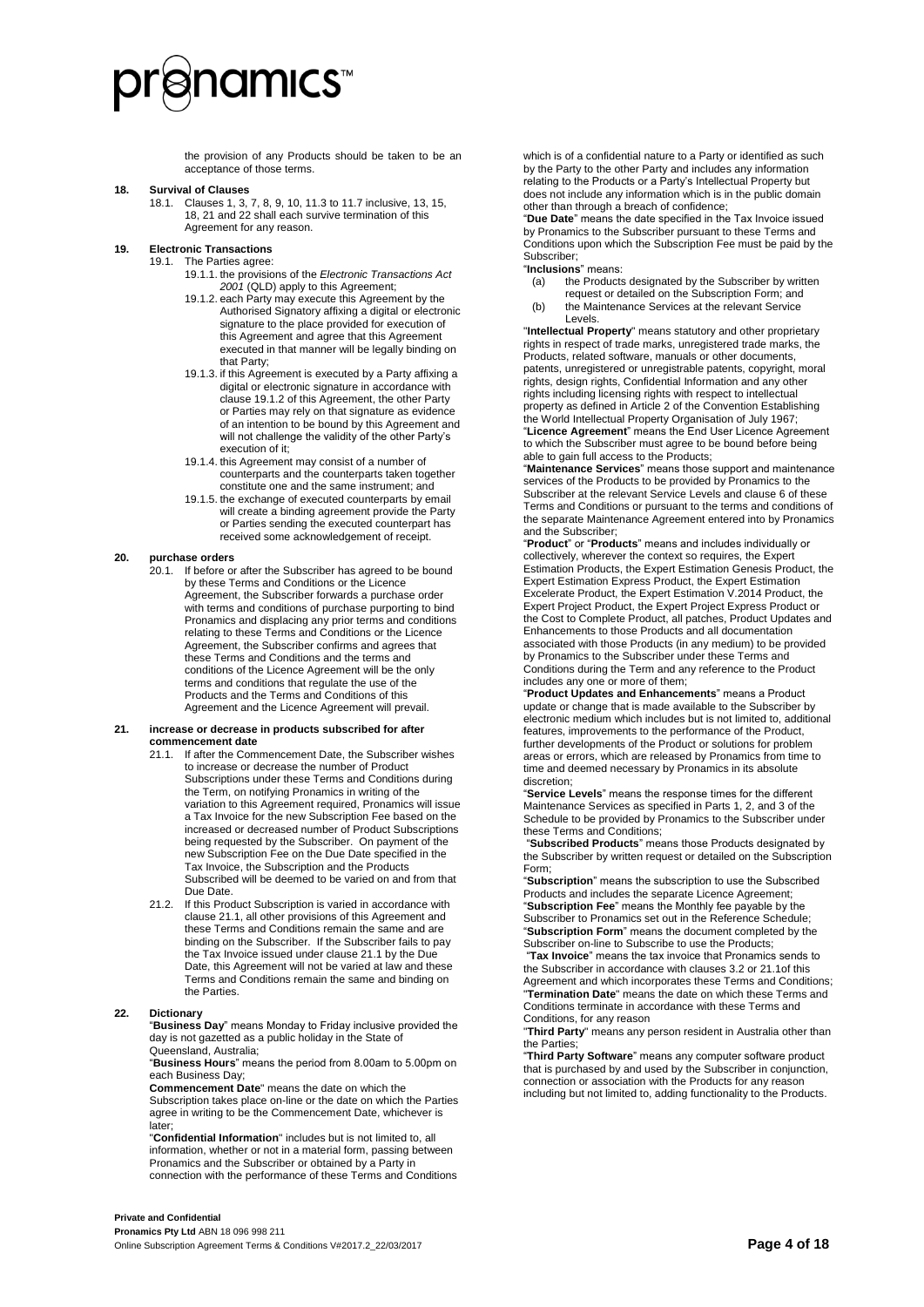the provision of any Products should be taken to be an acceptance of those terms.

**18. Survival of Clauses**

18.1. Clauses 1, 3, 7, 8, 9, 10, 11.3 to 11.7 inclusive, 13, 15, 18, 21 and 22 shall each survive termination of this Agreement for any reason.

**19. Electronic Transactions**

19.1. The Parties agree:

19.1.1. the provisions of the *Electronic Transactions Act 2001* (QLD) apply to this Agreement;

19.1.2. each Party may execute this Agreement by the Authorised Signatory affixing a digital or electronic signature to the place provided for execution of this Agreement and agree that this Agreement executed in that manner will be legally binding on that Party;

19.1.3. if this Agreement is executed by a Party affixing a digital or electronic signature in accordance with clause 19.1.2 of this Agreement, the other Party or Parties may rely on that signature as evidence of an intention to be bound by this Agreement and will not challenge the validity of the other Party's execution of it;

19.1.4. this Agreement may consist of a number of counterparts and the counterparts taken together constitute one and the same instrument; and

19.1.5. the exchange of executed counterparts by email will create a binding agreement provide the Party or Parties sending the executed counterpart has received some acknowledgement of receipt.

**20. purchase orders**

20.1. If before or after the Subscriber has agreed to be bound by these Terms and Conditions or the Licence Agreement, the Subscriber forwards a purchase order with terms and conditions of purchase purporting to bind Pronamics and displacing any prior terms and conditions relating to these Terms and Conditions or the Licence Agreement, the Subscriber confirms and agrees that these Terms and Conditions and the terms and conditions of the Licence Agreement will be the only terms and conditions that regulate the use of the Products and the Terms and Conditions of this Agreement and the Licence Agreement will prevail.

**21. increase or decrease in products subscribed for after commencement date**

21.1. If after the Commencement Date, the Subscriber wishes to increase or decrease the number of Product Subscriptions under these Terms and Conditions during the Term, on notifying Pronamics in writing of the variation to this Agreement required, Pronamics will issue a Tax Invoice for the new Subscription Fee based on the increased or decreased number of Product Subscriptions being requested by the Subscriber. On payment of the new Subscription Fee on the Due Date specified in the Tax Invoice, the Subscription and the Products Subscribed will be deemed to be varied on and from that Due Date.

21.2. If this Product Subscription is varied in accordance with clause 21.1, all other provisions of this Agreement and these Terms and Conditions remain the same and are binding on the Subscriber. If the Subscriber fails to pay the Tax Invoice issued under clause 21.1 by the Due Date, this Agreement will not be varied at law and these Terms and Conditions remain the same and binding on the Parties.

**22. Dictionary**

"**Business Day**" means Monday to Friday inclusive provided the day is not gazetted as a public holiday in the State of Queensland, Australia;

"**Business Hours**" means the period from 8.00am to 5.00pm on each Business Day;

**Commencement Date**" means the date on which the Subscription takes place on-line or the date on which the Parties agree in writing to be the Commencement Date, whichever is later;

"**Confidential Information**" includes but is not limited to, all information, whether or not in a material form, passing between Pronamics and the Subscriber or obtained by a Party in connection with the performance of these Terms and Conditions which is of a confidential nature to a Party or identified as such by the Party to the other Party and includes any information relating to the Products or a Party's Intellectual Property but does not include any information which is in the public domain other than through a breach of confidence;

"**Due Date**" means the date specified in the Tax Invoice issued by Pronamics to the Subscriber pursuant to these Terms and Conditions upon which the Subscription Fee must be paid by the Subscriber;

"**Inclusions**" means:

(a) the Products designated by the Subscriber by written request or detailed on the Subscription Form; and

(b) the Maintenance Services at the relevant Service Levels.

"**Intellectual Property**" means statutory and other proprietary rights in respect of trade marks, unregistered trade marks, the Products, related software, manuals or other documents, patents, unregistered or unregistrable patents, copyright, moral rights, design rights, Confidential Information and any other rights including licensing rights with respect to intellectual property as defined in Article 2 of the Convention Establishing the World Intellectual Property Organisation of July 1967;

"**Licence Agreement**" means the End User Licence Agreement to which the Subscriber must agree to be bound before being able to gain full access to the Products;

"**Maintenance Services**" means those support and maintenance services of the Products to be provided by Pronamics to the Subscriber at the relevant Service Levels and clause 6 of these Terms and Conditions or pursuant to the terms and conditions of the separate Maintenance Agreement entered into by Pronamics and the Subscriber;

"**Product**" or "**Products**" means and includes individually or collectively, wherever the context so requires, the Expert Estimation Products, the Expert Estimation Genesis Product, the Expert Estimation Express Product, the Expert Estimation Excelerate Product, the Expert Estimation V.2014 Product, the Expert Project Product, the Expert Project Express Product or the Cost to Complete Product, all patches, Product Updates and Enhancements to those Products and all documentation associated with those Products (in any medium) to be provided by Pronamics to the Subscriber under these Terms and Conditions during the Term and any reference to the Product includes any one or more of them;

"**Product Updates and Enhancements**" means a Product update or change that is made available to the Subscriber by electronic medium which includes but is not limited to, additional features, improvements to the performance of the Product, further developments of the Product or solutions for problem areas or errors, which are released by Pronamics from time to time and deemed necessary by Pronamics in its absolute discretion;

"**Service Levels**" means the response times for the different Maintenance Services as specified in Parts 1, 2, and 3 of the Schedule to be provided by Pronamics to the Subscriber under these Terms and Conditions;

"**Subscribed Products**" means those Products designated by the Subscriber by written request or detailed on the Subscription Form;

"**Subscription**" means the subscription to use the Subscribed Products and includes the separate Licence Agreement;

"**Subscription Fee**" means the Monthly fee payable by the Subscriber to Pronamics set out in the Reference Schedule;

"**Subscription Form**" means the document completed by the Subscriber on-line to Subscribe to use the Products;

"**Tax Invoice**" means the tax invoice that Pronamics sends to the Subscriber in accordance with clauses 3.2 or 21.1of this Agreement and which incorporates these Terms and Conditions;

"**Termination Date**" means the date on which these Terms and Conditions terminate in accordance with these Terms and Conditions, for any reason

"**Third Party**" means any person resident in Australia other than the Parties;

"**Third Party Software**" means any computer software product that is purchased by and used by the Subscriber in conjunction, connection or association with the Products for any reason including but not limited to, adding functionality to the Products.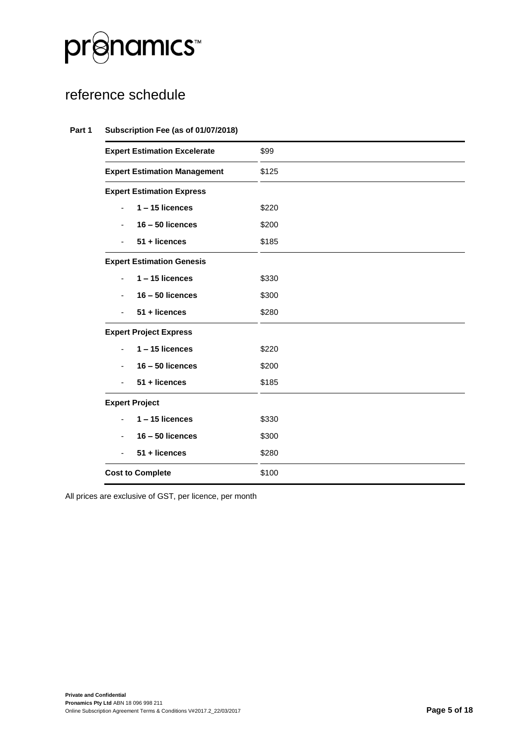# pronamics™

## reference schedule

**Part 1 Subscription Fee (as of 01/07/2018)**

| | |
|---|---|
| **Expert Estimation Excelerate** | $99 |
| **Expert Estimation Management** | $125 |
| **Expert Estimation Express** | |
| - **1 – 15 licences** | $220 |
| - **16 – 50 licences** | $200 |
| - **51 + licences** | $185 |
| **Expert Estimation Genesis** | |
| - **1 – 15 licences** | $330 |
| - **16 – 50 licences** | $300 |
| - **51 + licences** | $280 |
| **Expert Project Express** | |
| - **1 – 15 licences** | $220 |
| - **16 – 50 licences** | $200 |
| - **51 + licences** | $185 |
| **Expert Project** | |
| - **1 – 15 licences** | $330 |
| - **16 – 50 licences** | $300 |
| - **51 + licences** | $280 |
| **Cost to Complete** | $100 |

All prices are exclusive of GST, per licence, per month

**Private and Confidential**
**Pronamics Pty Ltd** ABN 18 096 998 211
Online Subscription Agreement Terms & Conditions V#2017.2_22/03/2017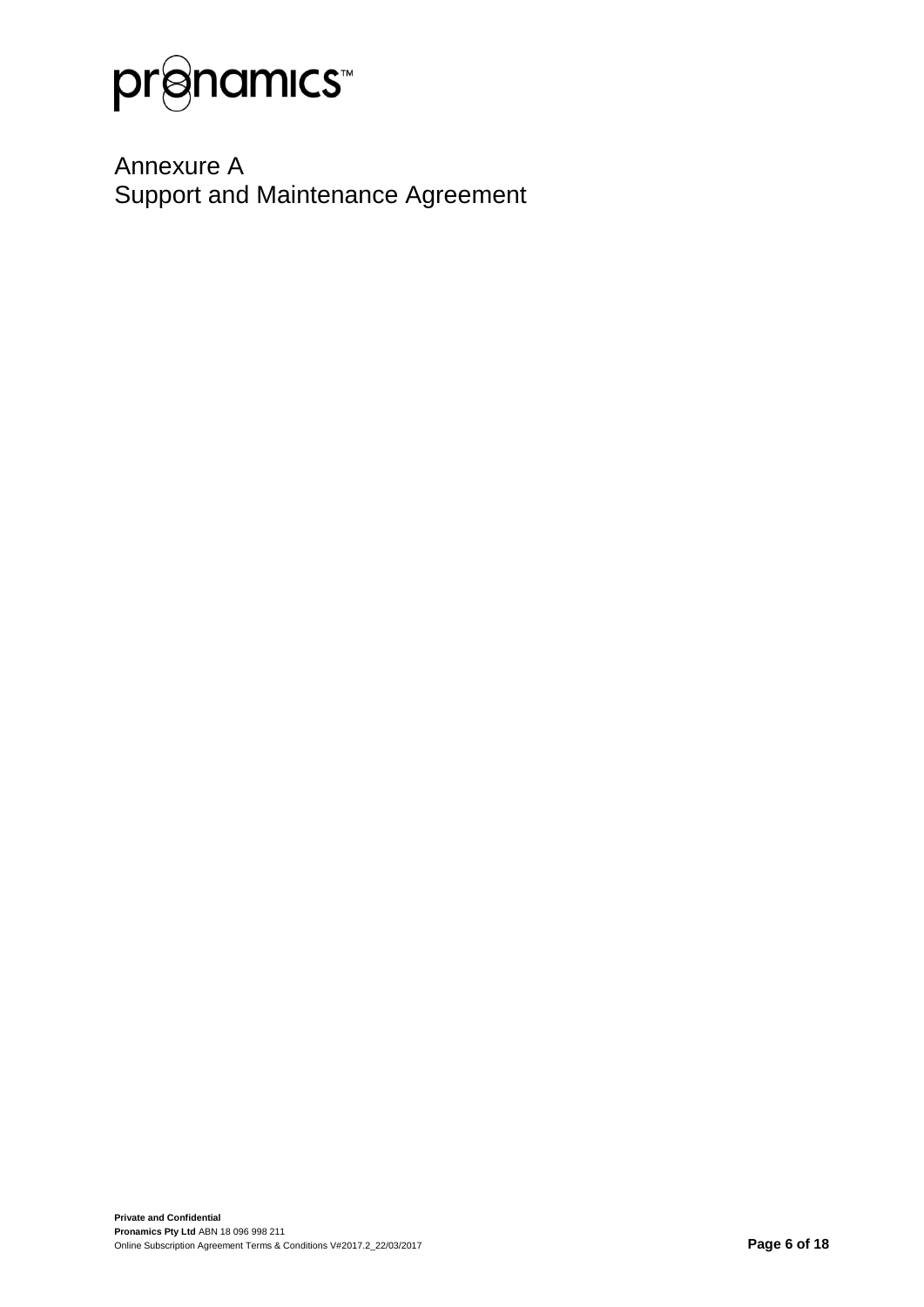# Annexure A
# Support and Maintenance Agreement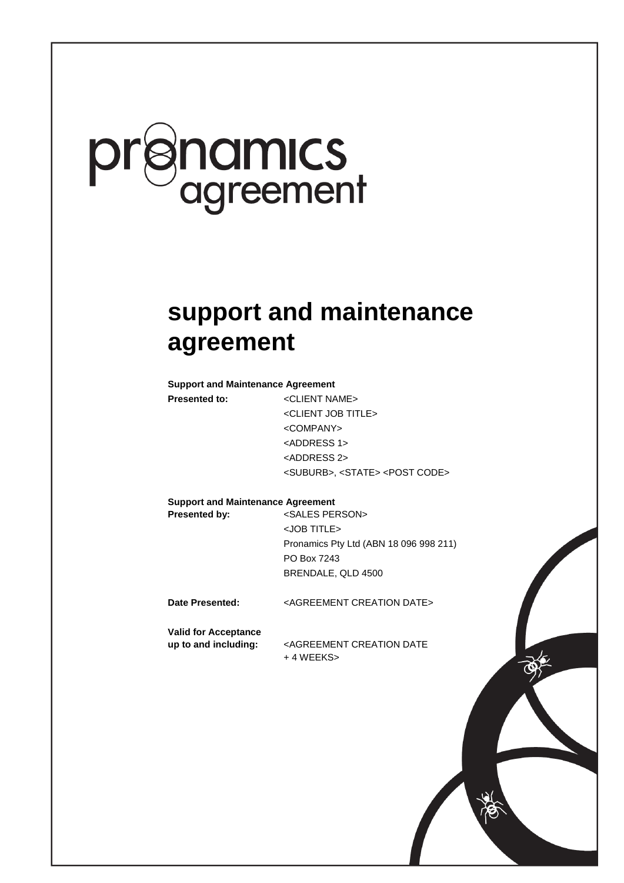pronamics agreement

# support and maintenance agreement

**Support and Maintenance Agreement**

| | |
|---|---|
| **Presented to:** | <CLIENT NAME> |
| | <CLIENT JOB TITLE> |
| | <COMPANY> |
| | <ADDRESS 1> |
| | <ADDRESS 2> |
| | <SUBURB>, <STATE> <POST CODE> |

**Support and Maintenance Agreement**

| | |
|---|---|
| **Presented by:** | <SALES PERSON> |
| | <JOB TITLE> |
| | Pronamics Pty Ltd (ABN 18 096 998 211) |
| | PO Box 7243 |
| | BRENDALE, QLD 4500 |

| | |
|---|---|
| **Date Presented:** | <AGREEMENT CREATION DATE> |
| **Valid for Acceptance up to and including:** | <AGREEMENT CREATION DATE + 4 WEEKS> |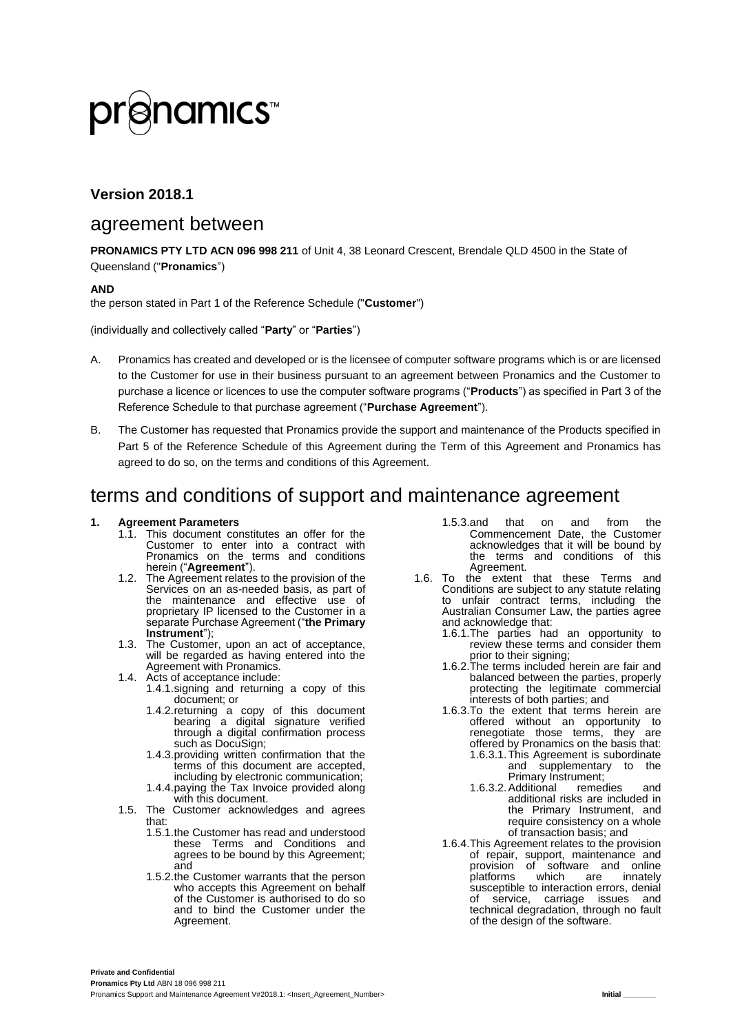# pronamics™

**Version 2018.1**

## agreement between

**PRONAMICS PTY LTD ACN 096 998 211** of Unit 4, 38 Leonard Crescent, Brendale QLD 4500 in the State of Queensland ("**Pronamics**")

**AND**

the person stated in Part 1 of the Reference Schedule ("**Customer**")

(individually and collectively called "**Party**" or "**Parties**")

A. Pronamics has created and developed or is the licensee of computer software programs which is or are licensed to the Customer for use in their business pursuant to an agreement between Pronamics and the Customer to purchase a licence or licences to use the computer software programs ("**Products**") as specified in Part 3 of the Reference Schedule to that purchase agreement ("**Purchase Agreement**").

B. The Customer has requested that Pronamics provide the support and maintenance of the Products specified in Part 5 of the Reference Schedule of this Agreement during the Term of this Agreement and Pronamics has agreed to do so, on the terms and conditions of this Agreement.

## terms and conditions of support and maintenance agreement

**1. Agreement Parameters**

1.1. This document constitutes an offer for the Customer to enter into a contract with Pronamics on the terms and conditions herein ("**Agreement**").

1.2. The Agreement relates to the provision of the Services on an as-needed basis, as part of the maintenance and effective use of proprietary IP licensed to the Customer in a separate Purchase Agreement ("**the Primary Instrument**");

1.3. The Customer, upon an act of acceptance, will be regarded as having entered into the Agreement with Pronamics.

1.4. Acts of acceptance include:

1.4.1. signing and returning a copy of this document; or

1.4.2. returning a copy of this document bearing a digital signature verified through a digital confirmation process such as DocuSign;

1.4.3. providing written confirmation that the terms of this document are accepted, including by electronic communication;

1.4.4. paying the Tax Invoice provided along with this document.

1.5. The Customer acknowledges and agrees that:

1.5.1. the Customer has read and understood these Terms and Conditions and agrees to be bound by this Agreement; and

1.5.2. the Customer warrants that the person who accepts this Agreement on behalf of the Customer is authorised to do so and to bind the Customer under the Agreement.

1.5.3. and that on and from the Commencement Date, the Customer acknowledges that it will be bound by the terms and conditions of this Agreement.

1.6. To the extent that these Terms and Conditions are subject to any statute relating to unfair contract terms, including the Australian Consumer Law, the parties agree and acknowledge that:

1.6.1. The parties had an opportunity to review these terms and consider them prior to their signing;

1.6.2. The terms included herein are fair and balanced between the parties, properly protecting the legitimate commercial interests of both parties; and

1.6.3. To the extent that terms herein are offered without an opportunity to renegotiate those terms, they are offered by Pronamics on the basis that:

1.6.3.1. This Agreement is subordinate and supplementary to the Primary Instrument;

1.6.3.2. Additional remedies and additional risks are included in the Primary Instrument, and require consistency on a whole of transaction basis; and

1.6.4. This Agreement relates to the provision of repair, support, maintenance and provision of software and online platforms which are innately susceptible to interaction errors, denial of service, carriage issues and technical degradation, through no fault of the design of the software.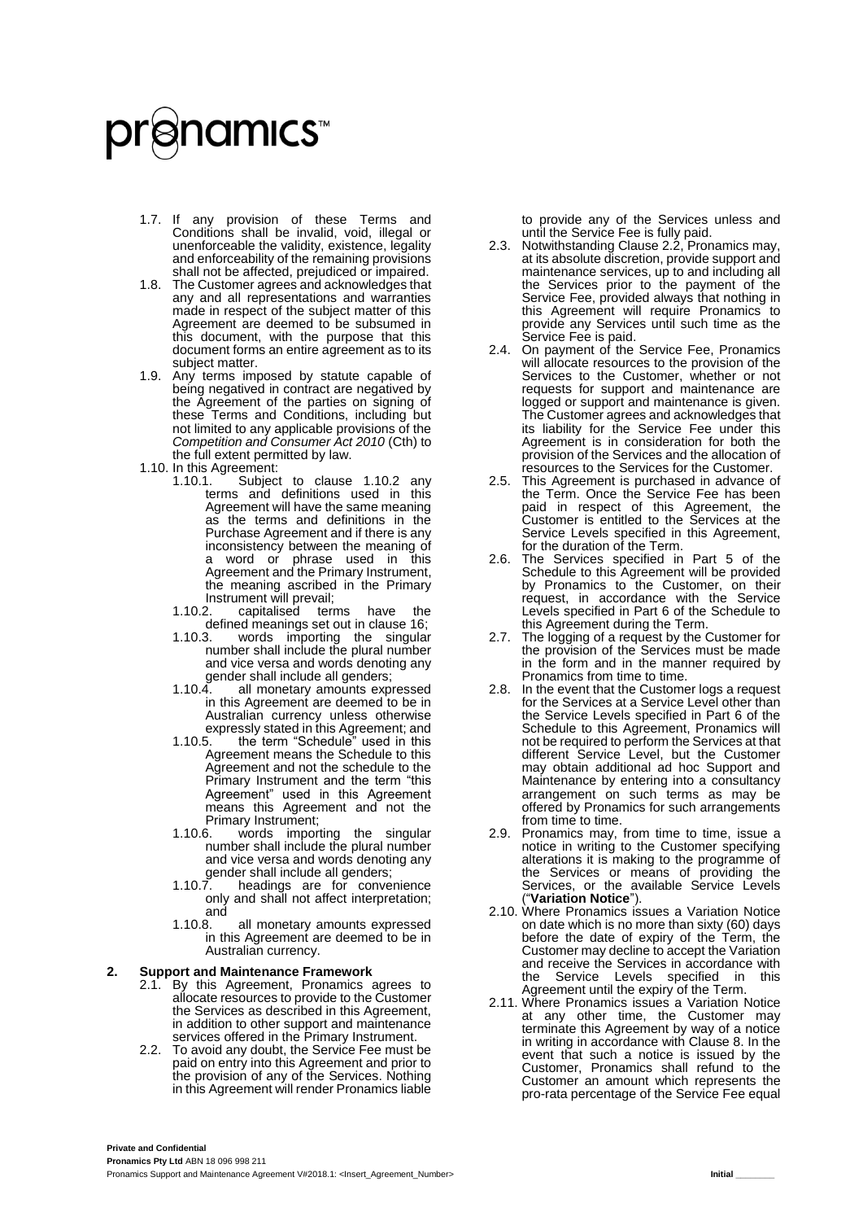1.7. If any provision of these Terms and Conditions shall be invalid, void, illegal or unenforceable the validity, existence, legality and enforceability of the remaining provisions shall not be affected, prejudiced or impaired.

1.8. The Customer agrees and acknowledges that any and all representations and warranties made in respect of the subject matter of this Agreement are deemed to be subsumed in this document, with the purpose that this document forms an entire agreement as to its subject matter.

1.9. Any terms imposed by statute capable of being negatived in contract are negatived by the Agreement of the parties on signing of these Terms and Conditions, including but not limited to any applicable provisions of the *Competition and Consumer Act 2010* (Cth) to the full extent permitted by law.

1.10. In this Agreement:

1.10.1. Subject to clause 1.10.2 any terms and definitions used in this Agreement will have the same meaning as the terms and definitions in the Purchase Agreement and if there is any inconsistency between the meaning of a word or phrase used in this Agreement and the Primary Instrument, the meaning ascribed in the Primary Instrument will prevail;

1.10.2. capitalised terms have the defined meanings set out in clause 16;

1.10.3. words importing the singular number shall include the plural number and vice versa and words denoting any gender shall include all genders;

1.10.4. all monetary amounts expressed in this Agreement are deemed to be in Australian currency unless otherwise expressly stated in this Agreement; and

1.10.5. the term "Schedule" used in this Agreement means the Schedule to this Agreement and not the schedule to the Primary Instrument and the term "this Agreement" used in this Agreement means this Agreement and not the Primary Instrument;

1.10.6. words importing the singular number shall include the plural number and vice versa and words denoting any gender shall include all genders;

1.10.7. headings are for convenience only and shall not affect interpretation; and

1.10.8. all monetary amounts expressed in this Agreement are deemed to be in Australian currency.

## 2. Support and Maintenance Framework

2.1. By this Agreement, Pronamics agrees to allocate resources to provide to the Customer the Services as described in this Agreement, in addition to other support and maintenance services offered in the Primary Instrument.

2.2. To avoid any doubt, the Service Fee must be paid on entry into this Agreement and prior to the provision of any of the Services. Nothing in this Agreement will render Pronamics liable to provide any of the Services unless and until the Service Fee is fully paid.

2.3. Notwithstanding Clause 2.2, Pronamics may, at its absolute discretion, provide support and maintenance services, up to and including all the Services prior to the payment of the Service Fee, provided always that nothing in this Agreement will require Pronamics to provide any Services until such time as the Service Fee is paid.

2.4. On payment of the Service Fee, Pronamics will allocate resources to the provision of the Services to the Customer, whether or not requests for support and maintenance are logged or support and maintenance is given. The Customer agrees and acknowledges that its liability for the Service Fee under this Agreement is in consideration for both the provision of the Services and the allocation of resources to the Services for the Customer.

2.5. This Agreement is purchased in advance of the Term. Once the Service Fee has been paid in respect of this Agreement, the Customer is entitled to the Services at the Service Levels specified in this Agreement, for the duration of the Term.

2.6. The Services specified in Part 5 of the Schedule to this Agreement will be provided by Pronamics to the Customer, on their request, in accordance with the Service Levels specified in Part 6 of the Schedule to this Agreement during the Term.

2.7. The logging of a request by the Customer for the provision of the Services must be made in the form and in the manner required by Pronamics from time to time.

2.8. In the event that the Customer logs a request for the Services at a Service Level other than the Service Levels specified in Part 6 of the Schedule to this Agreement, Pronamics will not be required to perform the Services at that different Service Level, but the Customer may obtain additional ad hoc Support and Maintenance by entering into a consultancy arrangement on such terms as may be offered by Pronamics for such arrangements from time to time.

2.9. Pronamics may, from time to time, issue a notice in writing to the Customer specifying alterations it is making to the programme of the Services or means of providing the Services, or the available Service Levels ("**Variation Notice**").

2.10. Where Pronamics issues a Variation Notice on date which is no more than sixty (60) days before the date of expiry of the Term, the Customer may decline to accept the Variation and receive the Services in accordance with the Service Levels specified in this Agreement until the expiry of the Term.

2.11. Where Pronamics issues a Variation Notice at any other time, the Customer may terminate this Agreement by way of a notice in writing in accordance with Clause 8. In the event that such a notice is issued by the Customer, Pronamics shall refund to the Customer an amount which represents the pro-rata percentage of the Service Fee equal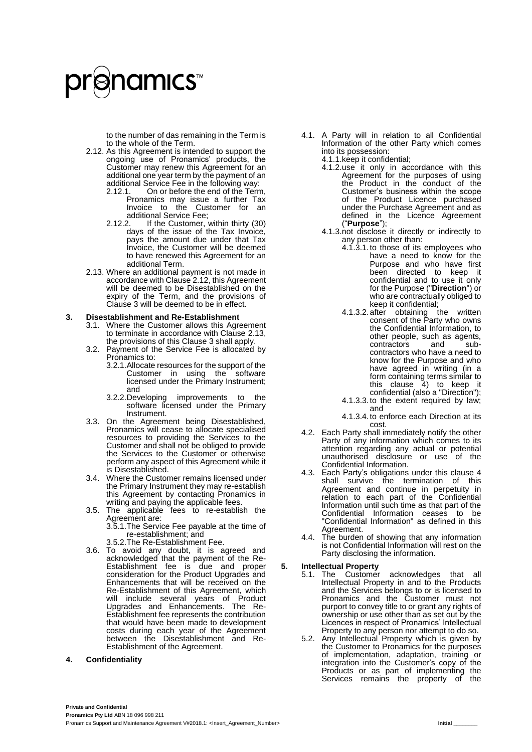to the number of das remaining in the Term is to the whole of the Term.

2.12. As this Agreement is intended to support the ongoing use of Pronamics' products, the Customer may renew this Agreement for an additional one year term by the payment of an additional Service Fee in the following way:

2.12.1. On or before the end of the Term, Pronamics may issue a further Tax Invoice to the Customer for an additional Service Fee;

2.12.2. If the Customer, within thirty (30) days of the issue of the Tax Invoice, pays the amount due under that Tax Invoice, the Customer will be deemed to have renewed this Agreement for an additional Term.

2.13. Where an additional payment is not made in accordance with Clause 2.12, this Agreement will be deemed to be Disestablished on the expiry of the Term, and the provisions of Clause 3 will be deemed to be in effect.

## 3. Disestablishment and Re-Establishment

3.1. Where the Customer allows this Agreement to terminate in accordance with Clause 2.13, the provisions of this Clause 3 shall apply.

3.2. Payment of the Service Fee is allocated by Pronamics to:

3.2.1. Allocate resources for the support of the Customer in using the software licensed under the Primary Instrument; and

3.2.2. Developing improvements to the software licensed under the Primary Instrument.

3.3. On the Agreement being Disestablished, Pronamics will cease to allocate specialised resources to providing the Services to the Customer and shall not be obliged to provide the Services to the Customer or otherwise perform any aspect of this Agreement while it is Disestablished.

3.4. Where the Customer remains licensed under the Primary Instrument they may re-establish this Agreement by contacting Pronamics in writing and paying the applicable fees.

3.5. The applicable fees to re-establish the Agreement are:

3.5.1. The Service Fee payable at the time of re-establishment; and

3.5.2. The Re-Establishment Fee.

3.6. To avoid any doubt, it is agreed and acknowledged that the payment of the Re-Establishment fee is due and proper consideration for the Product Upgrades and Enhancements that will be received on the Re-Establishment of this Agreement, which will include several years of Product Upgrades and Enhancements. The Re-Establishment fee represents the contribution that would have been made to development costs during each year of the Agreement between the Disestablishment and Re-Establishment of the Agreement.

## 4. Confidentiality

4.1. A Party will in relation to all Confidential Information of the other Party which comes into its possession:

4.1.1. keep it confidential;

4.1.2. use it only in accordance with this Agreement for the purposes of using the Product in the conduct of the Customer's business within the scope of the Product Licence purchased under the Purchase Agreement and as defined in the Licence Agreement ("**Purpose**");

4.1.3. not disclose it directly or indirectly to any person other than:

4.1.3.1. to those of its employees who have a need to know for the Purpose and who have first been directed to keep it confidential and to use it only for the Purpose ("**Direction**") or who are contractually obliged to keep it confidential;

4.1.3.2. after obtaining the written consent of the Party who owns the Confidential Information, to other people, such as agents, contractors and sub-contractors who have a need to know for the Purpose and who have agreed in writing (in a form containing terms similar to this clause 4) to keep it confidential (also a "Direction");

4.1.3.3. to the extent required by law; and

4.1.3.4. to enforce each Direction at its cost.

4.2. Each Party shall immediately notify the other Party of any information which comes to its attention regarding any actual or potential unauthorised disclosure or use of the Confidential Information.

4.3. Each Party's obligations under this clause 4 shall survive the termination of this Agreement and continue in perpetuity in relation to each part of the Confidential Information until such time as that part of the Confidential Information ceases to be "Confidential Information" as defined in this Agreement.

4.4. The burden of showing that any information is not Confidential Information will rest on the Party disclosing the information.

## 5. Intellectual Property

5.1. The Customer acknowledges that all Intellectual Property in and to the Products and the Services belongs to or is licensed to Pronamics and the Customer must not purport to convey title to or grant any rights of ownership or use other than as set out by the Licences in respect of Pronamics' Intellectual Property to any person nor attempt to do so.

5.2. Any Intellectual Property which is given by the Customer to Pronamics for the purposes of implementation, adaptation, training or integration into the Customer's copy of the Products or as part of implementing the Services remains the property of the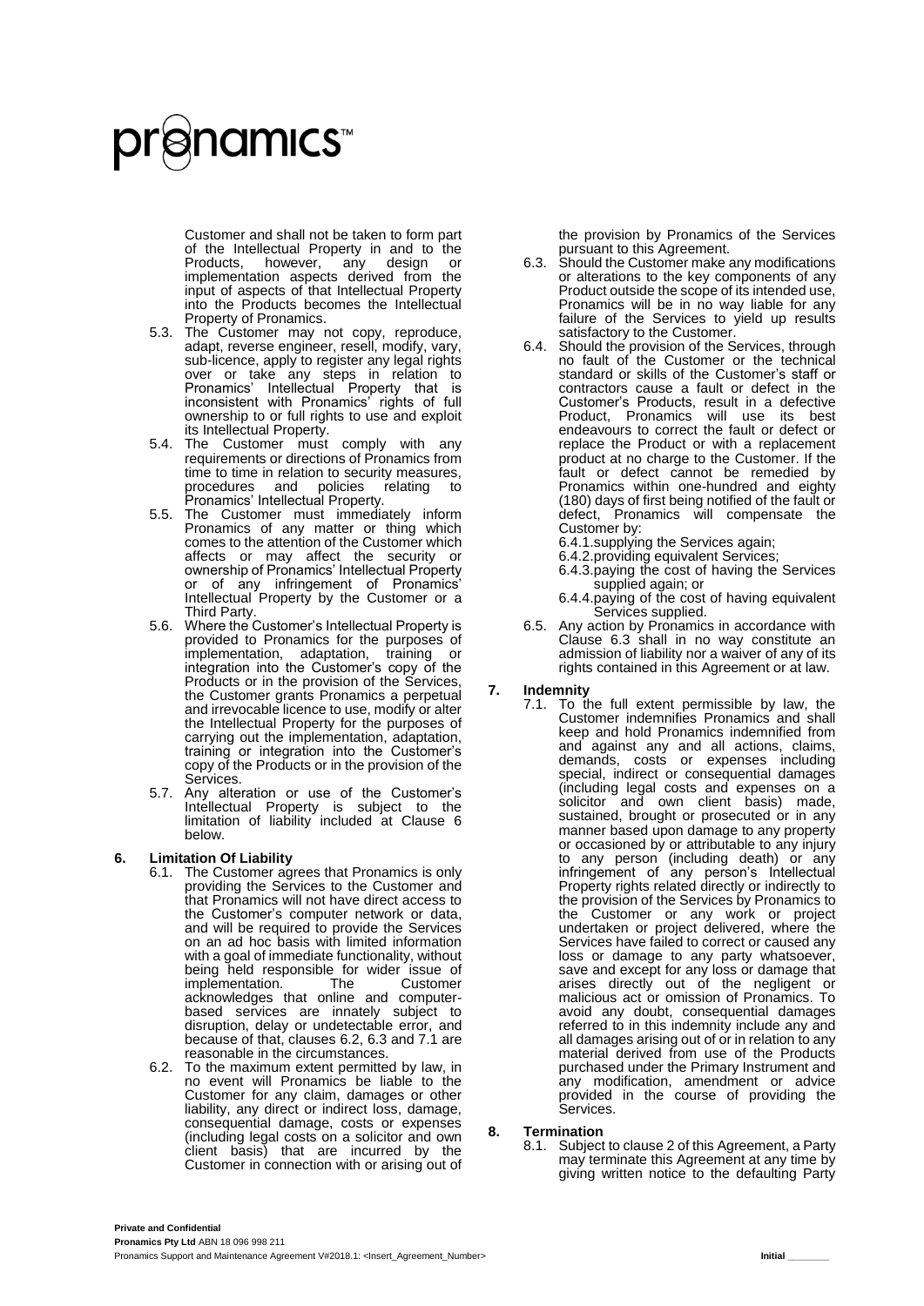Customer and shall not be taken to form part of the Intellectual Property in and to the Products, however, any design or implementation aspects derived from the input of aspects of that Intellectual Property into the Products becomes the Intellectual Property of Pronamics.

5.3. The Customer may not copy, reproduce, adapt, reverse engineer, resell, modify, vary, sub-licence, apply to register any legal rights over or take any steps in relation to Pronamics' Intellectual Property that is inconsistent with Pronamics' rights of full ownership to or full rights to use and exploit its Intellectual Property.

5.4. The Customer must comply with any requirements or directions of Pronamics from time to time in relation to security measures, procedures and policies relating to Pronamics' Intellectual Property.

5.5. The Customer must immediately inform Pronamics of any matter or thing which comes to the attention of the Customer which affects or may affect the security or ownership of Pronamics' Intellectual Property or of any infringement of Pronamics' Intellectual Property by the Customer or a Third Party.

5.6. Where the Customer's Intellectual Property is provided to Pronamics for the purposes of implementation, adaptation, training or integration into the Customer's copy of the Products or in the provision of the Services, the Customer grants Pronamics a perpetual and irrevocable licence to use, modify or alter the Intellectual Property for the purposes of carrying out the implementation, adaptation, training or integration into the Customer's copy of the Products or in the provision of the Services.

5.7. Any alteration or use of the Customer's Intellectual Property is subject to the limitation of liability included at Clause 6 below.

## 6. Limitation Of Liability

6.1. The Customer agrees that Pronamics is only providing the Services to the Customer and that Pronamics will not have direct access to the Customer's computer network or data, and will be required to provide the Services on an ad hoc basis with limited information with a goal of immediate functionality, without being held responsible for wider issue of implementation. The Customer acknowledges that online and computer-based services are innately subject to disruption, delay or undetectable error, and because of that, clauses 6.2, 6.3 and 7.1 are reasonable in the circumstances.

6.2. To the maximum extent permitted by law, in no event will Pronamics be liable to the Customer for any claim, damages or other liability, any direct or indirect loss, damage, consequential damage, costs or expenses (including legal costs on a solicitor and own client basis) that are incurred by the Customer in connection with or arising out of the provision by Pronamics of the Services pursuant to this Agreement.

6.3. Should the Customer make any modifications or alterations to the key components of any Product outside the scope of its intended use, Pronamics will be in no way liable for any failure of the Services to yield up results satisfactory to the Customer.

6.4. Should the provision of the Services, through no fault of the Customer or the technical standard or skills of the Customer's staff or contractors cause a fault or defect in the Customer's Products, result in a defective Product, Pronamics will use its best endeavours to correct the fault or defect or replace the Product or with a replacement product at no charge to the Customer. If the fault or defect cannot be remedied by Pronamics within one-hundred and eighty (180) days of first being notified of the fault or defect, Pronamics will compensate the Customer by:

6.4.1. supplying the Services again;

6.4.2. providing equivalent Services;

6.4.3. paying the cost of having the Services supplied again; or

6.4.4. paying of the cost of having equivalent Services supplied.

6.5. Any action by Pronamics in accordance with Clause 6.3 shall in no way constitute an admission of liability nor a waiver of any of its rights contained in this Agreement or at law.

## 7. Indemnity

7.1. To the full extent permissible by law, the Customer indemnifies Pronamics and shall keep and hold Pronamics indemnified from and against any and all actions, claims, demands, costs or expenses including special, indirect or consequential damages (including legal costs and expenses on a solicitor and own client basis) made, sustained, brought or prosecuted or in any manner based upon damage to any property or occasioned by or attributable to any injury to any person (including death) or any infringement of any person's Intellectual Property rights related directly or indirectly to the provision of the Services by Pronamics to the Customer or any work or project undertaken or project delivered, where the Services have failed to correct or caused any loss or damage to any party whatsoever, save and except for any loss or damage that arises directly out of the negligent or malicious act or omission of Pronamics. To avoid any doubt, consequential damages referred to in this indemnity include any and all damages arising out of or in relation to any material derived from use of the Products purchased under the Primary Instrument and any modification, amendment or advice provided in the course of providing the Services.

## 8. Termination

8.1. Subject to clause 2 of this Agreement, a Party may terminate this Agreement at any time by giving written notice to the defaulting Party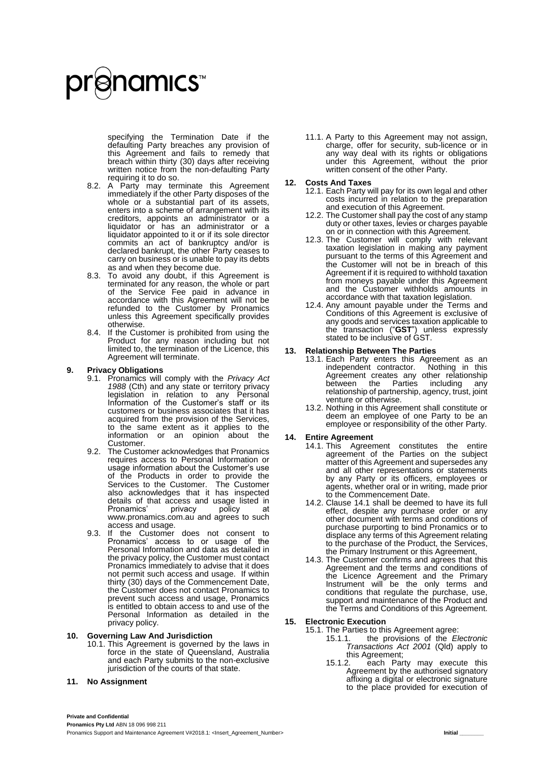specifying the Termination Date if the defaulting Party breaches any provision of this Agreement and fails to remedy that breach within thirty (30) days after receiving written notice from the non-defaulting Party requiring it to do so.

8.2. A Party may terminate this Agreement immediately if the other Party disposes of the whole or a substantial part of its assets, enters into a scheme of arrangement with its creditors, appoints an administrator or a liquidator or has an administrator or a liquidator appointed to it or if its sole director commits an act of bankruptcy and/or is declared bankrupt, the other Party ceases to carry on business or is unable to pay its debts as and when they become due.

8.3. To avoid any doubt, if this Agreement is terminated for any reason, the whole or part of the Service Fee paid in advance in accordance with this Agreement will not be refunded to the Customer by Pronamics unless this Agreement specifically provides otherwise.

8.4. If the Customer is prohibited from using the Product for any reason including but not limited to, the termination of the Licence, this Agreement will terminate.

## 9. Privacy Obligations

9.1. Pronamics will comply with the *Privacy Act 1988* (Cth) and any state or territory privacy legislation in relation to any Personal Information of the Customer's staff or its customers or business associates that it has acquired from the provision of the Services, to the same extent as it applies to the information or an opinion about the Customer.

9.2. The Customer acknowledges that Pronamics requires access to Personal Information or usage information about the Customer's use of the Products in order to provide the Services to the Customer. The Customer also acknowledges that it has inspected details of that access and usage listed in Pronamics' privacy policy at www.pronamics.com.au and agrees to such access and usage.

9.3. If the Customer does not consent to Pronamics' access to or usage of the Personal Information and data as detailed in the privacy policy, the Customer must contact Pronamics immediately to advise that it does not permit such access and usage. If within thirty (30) days of the Commencement Date, the Customer does not contact Pronamics to prevent such access and usage, Pronamics is entitled to obtain access to and use of the Personal Information as detailed in the privacy policy.

## 10. Governing Law And Jurisdiction

10.1. This Agreement is governed by the laws in force in the state of Queensland, Australia and each Party submits to the non-exclusive jurisdiction of the courts of that state.

## 11. No Assignment

11.1. A Party to this Agreement may not assign, charge, offer for security, sub-licence or in any way deal with its rights or obligations under this Agreement, without the prior written consent of the other Party.

## 12. Costs And Taxes

12.1. Each Party will pay for its own legal and other costs incurred in relation to the preparation and execution of this Agreement.

12.2. The Customer shall pay the cost of any stamp duty or other taxes, levies or charges payable on or in connection with this Agreement.

12.3. The Customer will comply with relevant taxation legislation in making any payment pursuant to the terms of this Agreement and the Customer will not be in breach of this Agreement if it is required to withhold taxation from moneys payable under this Agreement and the Customer withholds amounts in accordance with that taxation legislation.

12.4. Any amount payable under the Terms and Conditions of this Agreement is exclusive of any goods and services taxation applicable to the transaction ("**GST**") unless expressly stated to be inclusive of GST.

## 13. Relationship Between The Parties

13.1. Each Party enters this Agreement as an independent contractor. Nothing in this Agreement creates any other relationship between the Parties including any relationship of partnership, agency, trust, joint venture or otherwise.

13.2. Nothing in this Agreement shall constitute or deem an employee of one Party to be an employee or responsibility of the other Party.

## 14. Entire Agreement

14.1. This Agreement constitutes the entire agreement of the Parties on the subject matter of this Agreement and supersedes any and all other representations or statements by any Party or its officers, employees or agents, whether oral or in writing, made prior to the Commencement Date.

14.2. Clause 14.1 shall be deemed to have its full effect, despite any purchase order or any other document with terms and conditions of purchase purporting to bind Pronamics or to displace any terms of this Agreement relating to the purchase of the Product, the Services, the Primary Instrument or this Agreement,

14.3. The Customer confirms and agrees that this Agreement and the terms and conditions of the Licence Agreement and the Primary Instrument will be the only terms and conditions that regulate the purchase, use, support and maintenance of the Product and the Terms and Conditions of this Agreement.

## 15. Electronic Execution

15.1. The Parties to this Agreement agree:

15.1.1. the provisions of the *Electronic Transactions Act 2001* (Qld) apply to this Agreement;

15.1.2. each Party may execute this Agreement by the authorised signatory affixing a digital or electronic signature to the place provided for execution of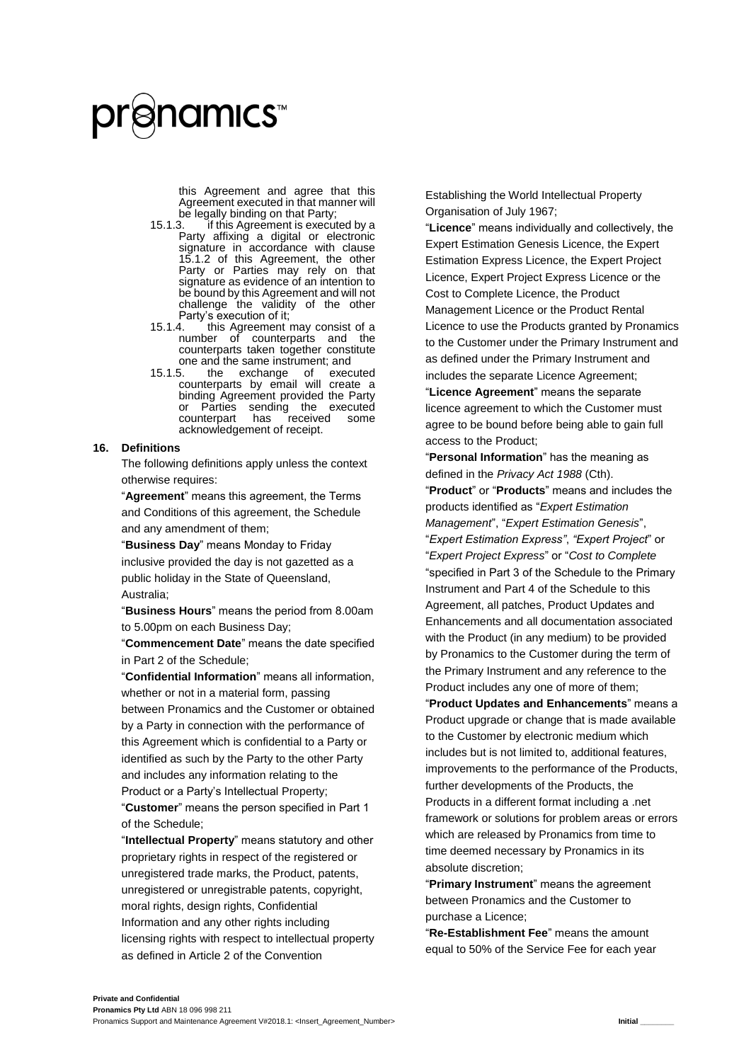this Agreement and agree that this Agreement executed in that manner will be legally binding on that Party;

15.1.3. if this Agreement is executed by a Party affixing a digital or electronic signature in accordance with clause 15.1.2 of this Agreement, the other Party or Parties may rely on that signature as evidence of an intention to be bound by this Agreement and will not challenge the validity of the other Party's execution of it;

15.1.4. this Agreement may consist of a number of counterparts and the counterparts taken together constitute one and the same instrument; and

15.1.5. the exchange of executed counterparts by email will create a binding Agreement provided the Party or Parties sending the executed counterpart has received some acknowledgement of receipt.

## 16. Definitions

The following definitions apply unless the context otherwise requires:

"**Agreement**" means this agreement, the Terms and Conditions of this agreement, the Schedule and any amendment of them;

"**Business Day**" means Monday to Friday inclusive provided the day is not gazetted as a public holiday in the State of Queensland, Australia;

"**Business Hours**" means the period from 8.00am to 5.00pm on each Business Day;

"**Commencement Date**" means the date specified in Part 2 of the Schedule;

"**Confidential Information**" means all information, whether or not in a material form, passing between Pronamics and the Customer or obtained by a Party in connection with the performance of this Agreement which is confidential to a Party or identified as such by the Party to the other Party and includes any information relating to the Product or a Party's Intellectual Property;

"**Customer**" means the person specified in Part 1 of the Schedule;

"**Intellectual Property**" means statutory and other proprietary rights in respect of the registered or unregistered trade marks, the Product, patents, unregistered or unregistrable patents, copyright, moral rights, design rights, Confidential Information and any other rights including licensing rights with respect to intellectual property as defined in Article 2 of the Convention Establishing the World Intellectual Property Organisation of July 1967;

"**Licence**" means individually and collectively, the Expert Estimation Genesis Licence, the Expert Estimation Express Licence, the Expert Project Licence, Expert Project Express Licence or the Cost to Complete Licence, the Product Management Licence or the Product Rental Licence to use the Products granted by Pronamics to the Customer under the Primary Instrument and as defined under the Primary Instrument and includes the separate Licence Agreement;

"**Licence Agreement**" means the separate licence agreement to which the Customer must agree to be bound before being able to gain full access to the Product;

"**Personal Information**" has the meaning as defined in the *Privacy Act 1988* (Cth).

"**Product**" or "**Products**" means and includes the products identified as "*Expert Estimation Management*", "*Expert Estimation Genesis*", "*Expert Estimation Express"*, *"Expert Project*" or "*Expert Project Express*" or "*Cost to Complete* "specified in Part 3 of the Schedule to the Primary Instrument and Part 4 of the Schedule to this Agreement, all patches, Product Updates and Enhancements and all documentation associated with the Product (in any medium) to be provided by Pronamics to the Customer during the term of the Primary Instrument and any reference to the Product includes any one of more of them;

"**Product Updates and Enhancements**" means a Product upgrade or change that is made available to the Customer by electronic medium which includes but is not limited to, additional features, improvements to the performance of the Products, further developments of the Products, the Products in a different format including a .net framework or solutions for problem areas or errors which are released by Pronamics from time to time deemed necessary by Pronamics in its absolute discretion;

"**Primary Instrument**" means the agreement between Pronamics and the Customer to purchase a Licence;

"**Re-Establishment Fee**" means the amount equal to 50% of the Service Fee for each year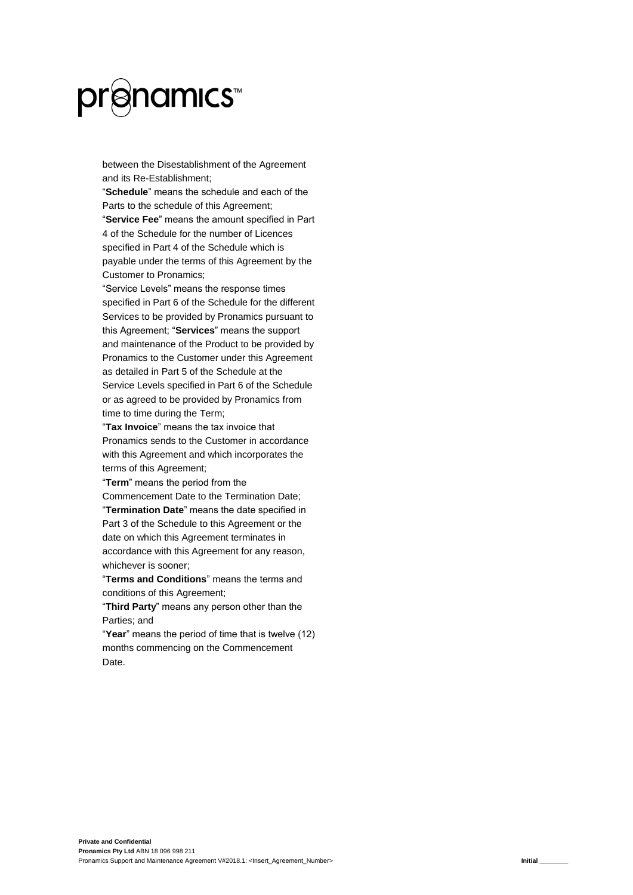between the Disestablishment of the Agreement and its Re-Establishment;

"**Schedule**" means the schedule and each of the Parts to the schedule of this Agreement;

"**Service Fee**" means the amount specified in Part 4 of the Schedule for the number of Licences specified in Part 4 of the Schedule which is payable under the terms of this Agreement by the Customer to Pronamics;

"Service Levels" means the response times specified in Part 6 of the Schedule for the different Services to be provided by Pronamics pursuant to this Agreement; "**Services**" means the support and maintenance of the Product to be provided by Pronamics to the Customer under this Agreement as detailed in Part 5 of the Schedule at the Service Levels specified in Part 6 of the Schedule or as agreed to be provided by Pronamics from time to time during the Term;

"**Tax Invoice**" means the tax invoice that Pronamics sends to the Customer in accordance with this Agreement and which incorporates the terms of this Agreement;

"**Term**" means the period from the Commencement Date to the Termination Date;

"**Termination Date**" means the date specified in Part 3 of the Schedule to this Agreement or the date on which this Agreement terminates in accordance with this Agreement for any reason, whichever is sooner;

"**Terms and Conditions**" means the terms and conditions of this Agreement;

"**Third Party**" means any person other than the Parties; and

"**Year**" means the period of time that is twelve (12) months commencing on the Commencement Date.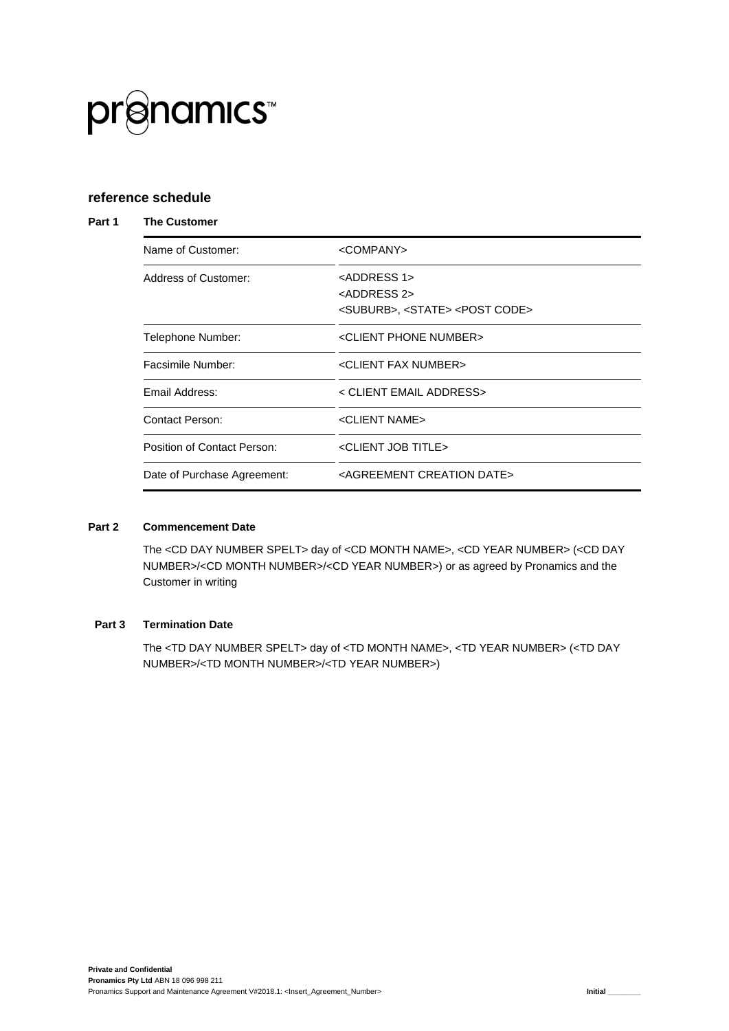pronamics™

## reference schedule

**Part 1 The Customer**

| Name of Customer: | <COMPANY> |
|---|---|
| Address of Customer: | <ADDRESS 1><br><ADDRESS 2><br><SUBURB>, <STATE> <POST CODE> |
| Telephone Number: | <CLIENT PHONE NUMBER> |
| Facsimile Number: | <CLIENT FAX NUMBER> |
| Email Address: | < CLIENT EMAIL ADDRESS> |
| Contact Person: | <CLIENT NAME> |
| Position of Contact Person: | <CLIENT JOB TITLE> |
| Date of Purchase Agreement: | <AGREEMENT CREATION DATE> |

**Part 2 Commencement Date**

The <CD DAY NUMBER SPELT> day of <CD MONTH NAME>, <CD YEAR NUMBER> (<CD DAY NUMBER>/<CD MONTH NUMBER>/<CD YEAR NUMBER>) or as agreed by Pronamics and the Customer in writing

**Part 3 Termination Date**

The <TD DAY NUMBER SPELT> day of <TD MONTH NAME>, <TD YEAR NUMBER> (<TD DAY NUMBER>/<TD MONTH NUMBER>/<TD YEAR NUMBER>)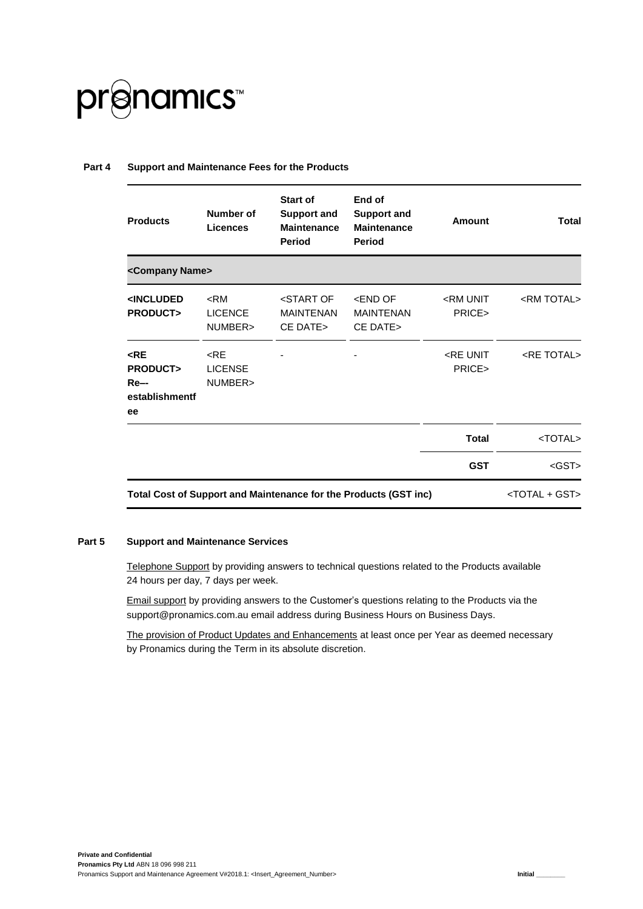**Part 4 Support and Maintenance Fees for the Products**

| Products | Number of Licences | Start of Support and Maintenance Period | End of Support and Maintenance Period | Amount | Total |
|---|---|---|---|---|---|
| **<Company Name>** | | | | | |
| **<INCLUDED PRODUCT>** | <RM LICENCE NUMBER> | <START OF MAINTENANCE DATE> | <END OF MAINTENANCE DATE> | <RM UNIT PRICE> | <RM TOTAL> |
| **<RE PRODUCT> Re-- establishmentfee** | <RE LICENSE NUMBER> | - | - | <RE UNIT PRICE> | <RE TOTAL> |
| | | | | **Total** | <TOTAL> |
| | | | | **GST** | <GST> |
| **Total Cost of Support and Maintenance for the Products (GST inc)** | | | | | <TOTAL + GST> |

**Part 5 Support and Maintenance Services**

Telephone Support by providing answers to technical questions related to the Products available 24 hours per day, 7 days per week.

Email support by providing answers to the Customer's questions relating to the Products via the support@pronamics.com.au email address during Business Hours on Business Days.

The provision of Product Updates and Enhancements at least once per Year as deemed necessary by Pronamics during the Term in its absolute discretion.

**Private and Confidential**
**Pronamics Pty Ltd** ABN 18 096 998 211
Pronamics Support and Maintenance Agreement V#2018.1: <Insert_Agreement_Number> **Initial** ________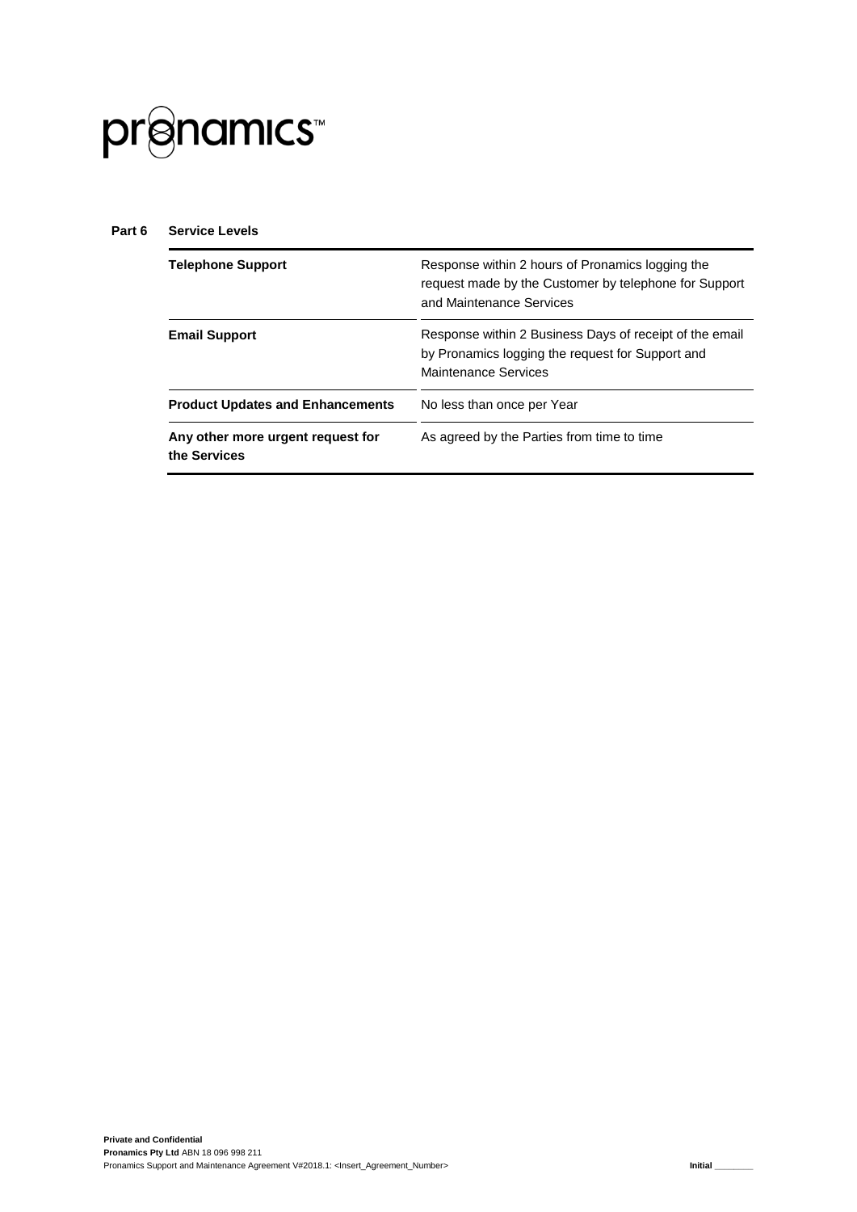## Part 6 Service Levels

| | |
|---|---|
| **Telephone Support** | Response within 2 hours of Pronamics logging the request made by the Customer by telephone for Support and Maintenance Services |
| **Email Support** | Response within 2 Business Days of receipt of the email by Pronamics logging the request for Support and Maintenance Services |
| **Product Updates and Enhancements** | No less than once per Year |
| **Any other more urgent request for the Services** | As agreed by the Parties from time to time |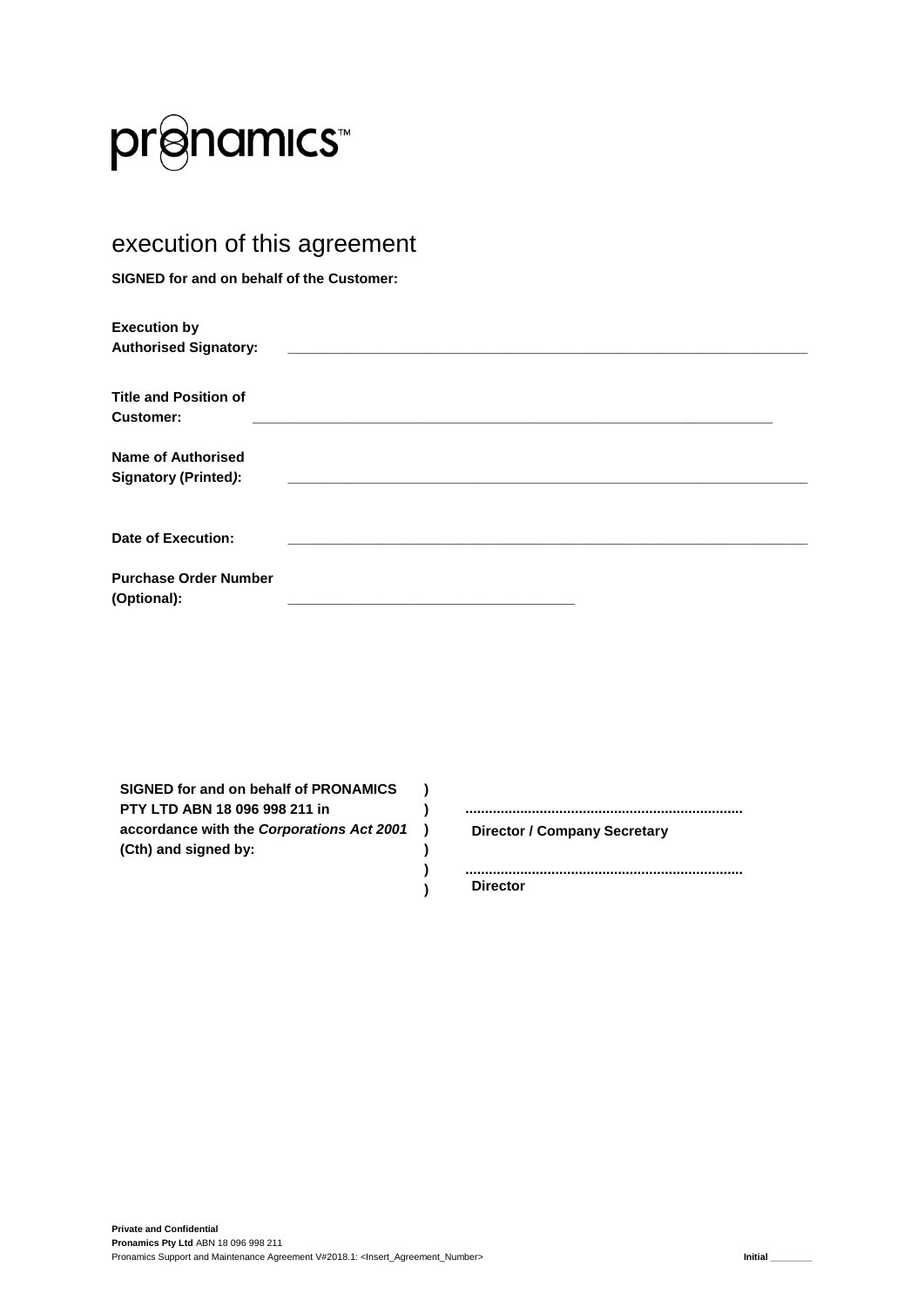# execution of this agreement

**SIGNED for and on behalf of the Customer:**

**Execution by Authorised Signatory:** ______________________________________________________________

**Title and Position of Customer:** ______________________________________________________________

**Name of Authorised Signatory (Printed):** ______________________________________________________________

**Date of Execution:** ______________________________________________________________

**Purchase Order Number (Optional):** __________________________________

| | | |
|---|---|---|
| **SIGNED for and on behalf of PRONAMICS PTY LTD ABN 18 096 998 211 in accordance with the *Corporations Act 2001* (Cth) and signed by:** | ) ) ) ) ) ) | ..................................................................... **Director / Company Secretary** ..................................................................... **Director** |

**Private and Confidential**
**Pronamics Pty Ltd** ABN 18 096 998 211
Pronamics Support and Maintenance Agreement V#2018.1: <Insert_Agreement_Number>

**Initial** ________